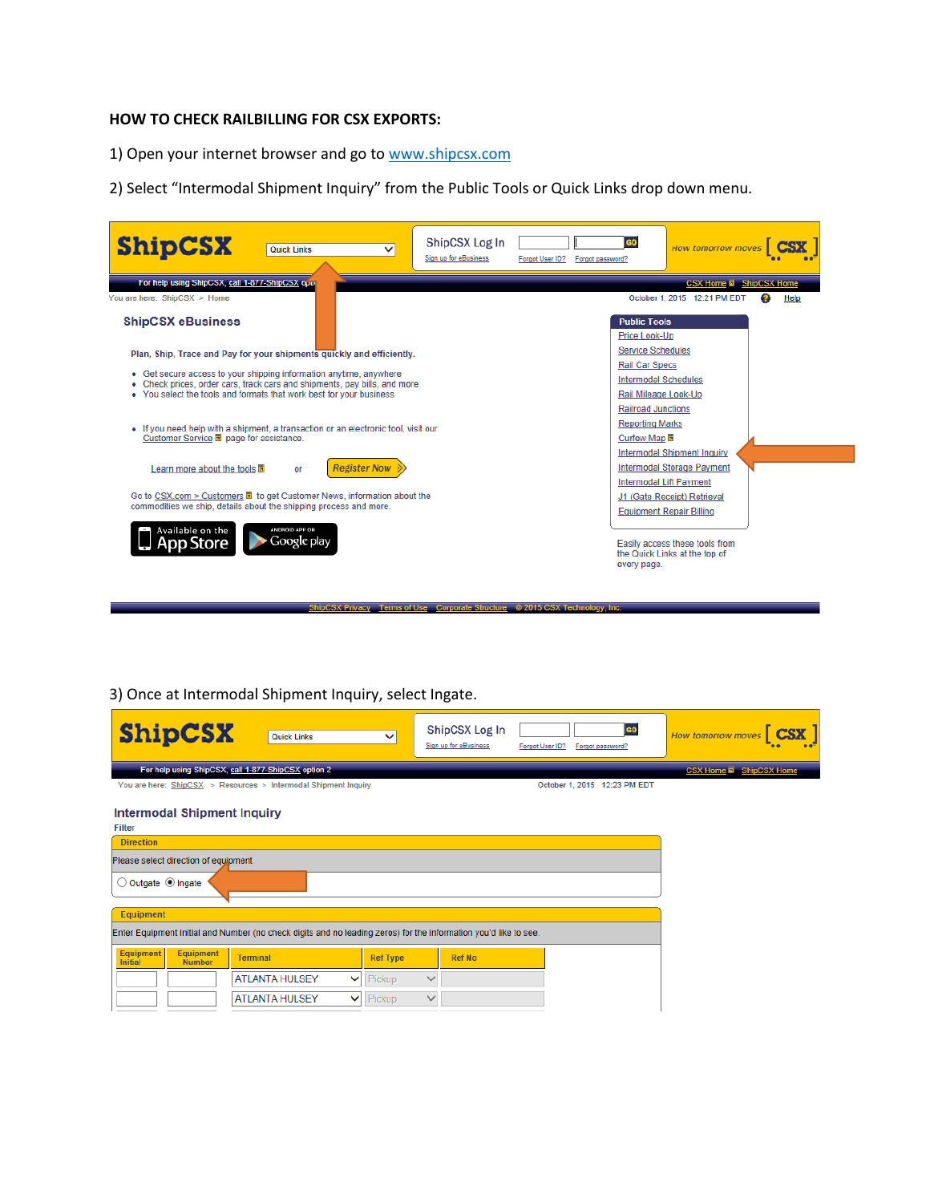**HOW TO CHECK RAILBILLING FOR CSX EXPORTS:**

1) Open your internet browser and go to www.shipcsx.com

2) Select "Intermodal Shipment Inquiry" from the Public Tools or Quick Links drop down menu.

ShipCSX | Quick Links | ShipCSX Log In | GO | Sign up for eBusiness | Forgot User ID? | Forgot password? | How tomorrow moves | CSX

For help using ShipCSX, call 1-877-ShipCSX option 2 | CSX Home | ShipCSX Home

You are here: ShipCSX > Home | October 1, 2015 12:21 PM EDT | Help

**ShipCSX eBusiness**

**Plan, Ship, Trace and Pay for your shipments quickly and efficiently.**

- Get secure access to your shipping information anytime, anywhere
- Check prices, order cars, track cars and shipments, pay bills, and more
- You select the tools and formats that work best for your business

- If you need help with a shipment, a transaction or an electronic tool, visit our Customer Service page for assistance.

Learn more about the tools or Register Now

Go to CSX.com > Customers to get Customer News, information about the commodities we ship, details about the shipping process and more.

Available on the App Store | ANDROID APP ON Google play

**Public Tools**

- Price Look-Up
- Service Schedules
- Rail Car Specs
- Intermodal Schedules
- Rail Mileage Look-Up
- Railroad Junctions
- Reporting Marks
- Curfew Map
- Intermodal Shipment Inquiry
- Intermodal Storage Payment
- Intermodal Lift Payment
- J1 (Gate Receipt) Retrieval
- Equipment Repair Billing

Easily access these tools from the Quick Links at the top of every page.

ShipCSX Privacy | Terms of Use | Corporate Structure | © 2015 CSX Technology, Inc.

3) Once at Intermodal Shipment Inquiry, select Ingate.

ShipCSX | Quick Links | ShipCSX Log In | GO | Sign up for eBusiness | Forgot User ID? | Forgot password? | How tomorrow moves | CSX

For help using ShipCSX, call 1-877-ShipCSX option 2 | CSX Home | ShipCSX Home

You are here: ShipCSX > Resources > Intermodal Shipment Inquiry | October 1, 2015 12:23 PM EDT

**Intermodal Shipment Inquiry**

Filter

**Direction**

Please select direction of equipment

○ Outgate ◉ Ingate

**Equipment**

Enter Equipment Initial and Number (no check digits and no leading zeros) for the information you'd like to see.

| Equipment Initial | Equipment Number | Terminal | Ref Type | Ref No |
|---|---|---|---|---|
| | | ATLANTA HULSEY | Pickup | |
| | | ATLANTA HULSEY | Pickup | |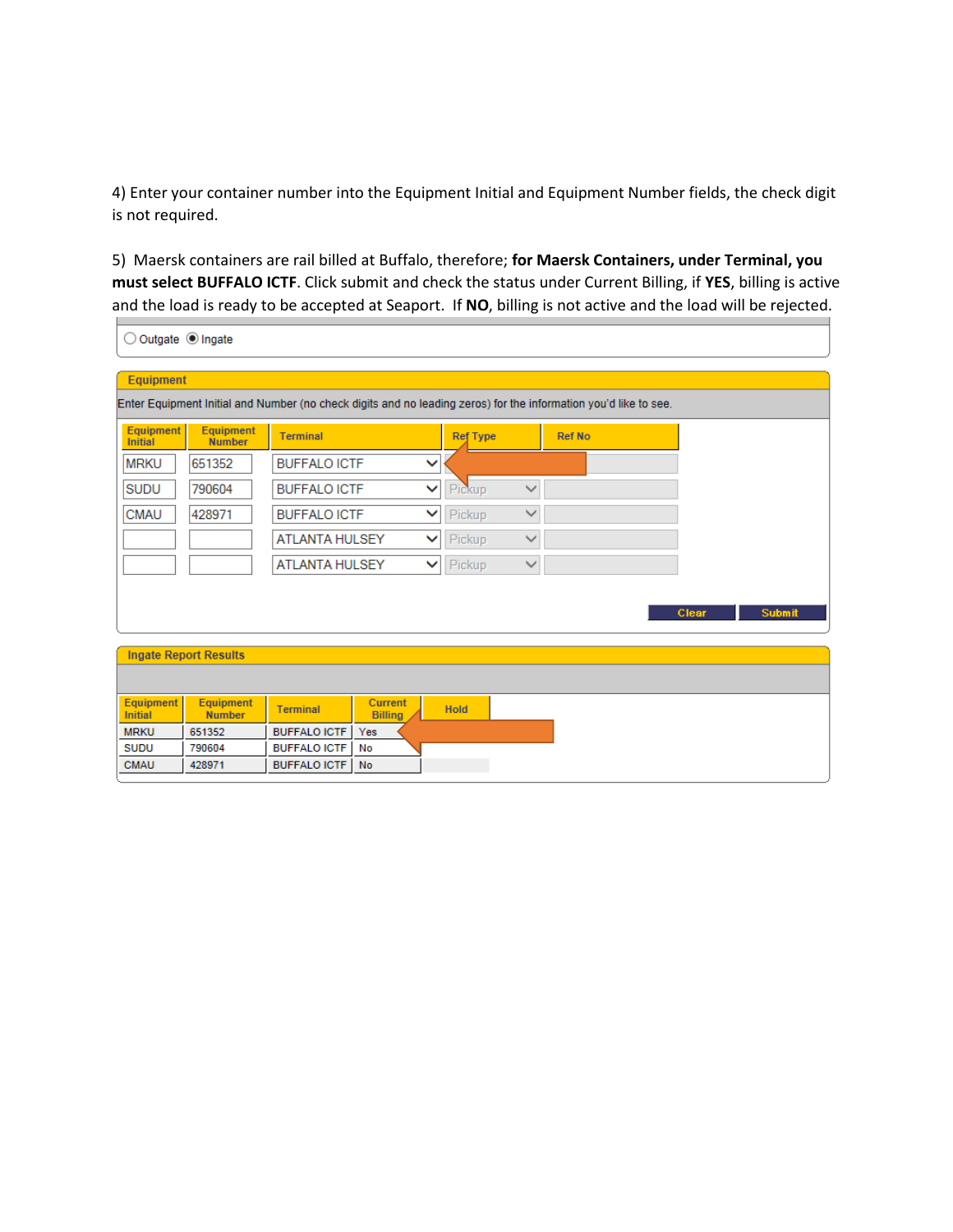4) Enter your container number into the Equipment Initial and Equipment Number fields, the check digit is not required.

5) Maersk containers are rail billed at Buffalo, therefore; **for Maersk Containers, under Terminal, you must select BUFFALO ICTF**. Click submit and check the status under Current Billing, if **YES**, billing is active and the load is ready to be accepted at Seaport. If **NO**, billing is not active and the load will be rejected.

Outgate / Ingate

**Equipment**

Enter Equipment Initial and Number (no check digits and no leading zeros) for the information you'd like to see.

| Equipment Initial | Equipment Number | Terminal | Ref Type | Ref No |
|---|---|---|---|---|
| MRKU | 651352 | BUFFALO ICTF | | |
| SUDU | 790604 | BUFFALO ICTF | Pickup | |
| CMAU | 428971 | BUFFALO ICTF | Pickup | |
| | | ATLANTA HULSEY | Pickup | |
| | | ATLANTA HULSEY | Pickup | |

Clear | Submit

**Ingate Report Results**

| Equipment Initial | Equipment Number | Terminal | Current Billing | Hold |
|---|---|---|---|---|
| MRKU | 651352 | BUFFALO ICTF | Yes | |
| SUDU | 790604 | BUFFALO ICTF | No | |
| CMAU | 428971 | BUFFALO ICTF | No | |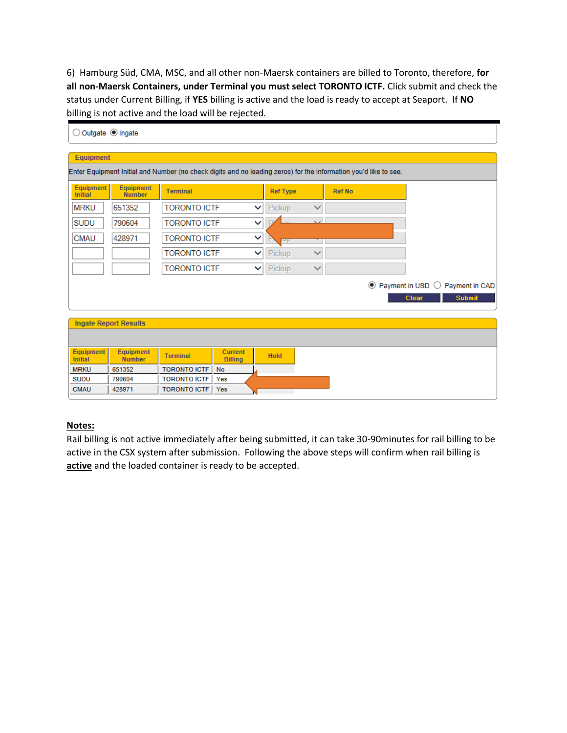6) Hamburg Süd, CMA, MSC, and all other non-Maersk containers are billed to Toronto, therefore, **for all non-Maersk Containers, under Terminal you must select TORONTO ICTF.** Click submit and check the status under Current Billing, if **YES** billing is active and the load is ready to accept at Seaport. If **NO** billing is not active and the load will be rejected.

Outgate Ingate

**Equipment**

Enter Equipment Initial and Number (no check digits and no leading zeros) for the information you'd like to see.

| Equipment Initial | Equipment Number | Terminal | Ref Type | Ref No |
|---|---|---|---|---|
| MRKU | 651352 | TORONTO ICTF | Pickup | |
| SUDU | 790604 | TORONTO ICTF | Pickup | |
| CMAU | 428971 | TORONTO ICTF | Pickup | |
| | | TORONTO ICTF | Pickup | |
| | | TORONTO ICTF | Pickup | |

Payment in USD Payment in CAD

Clear Submit

**Ingate Report Results**

| Equipment Initial | Equipment Number | Terminal | Current Billing | Hold |
|---|---|---|---|---|
| MRKU | 651352 | TORONTO ICTF | No | |
| SUDU | 790604 | TORONTO ICTF | Yes | |
| CMAU | 428971 | TORONTO ICTF | Yes | |

**<u>Notes:</u>**

Rail billing is not active immediately after being submitted, it can take 30-90minutes for rail billing to be active in the CSX system after submission. Following the above steps will confirm when rail billing is **<u>active</u>** and the loaded container is ready to be accepted.